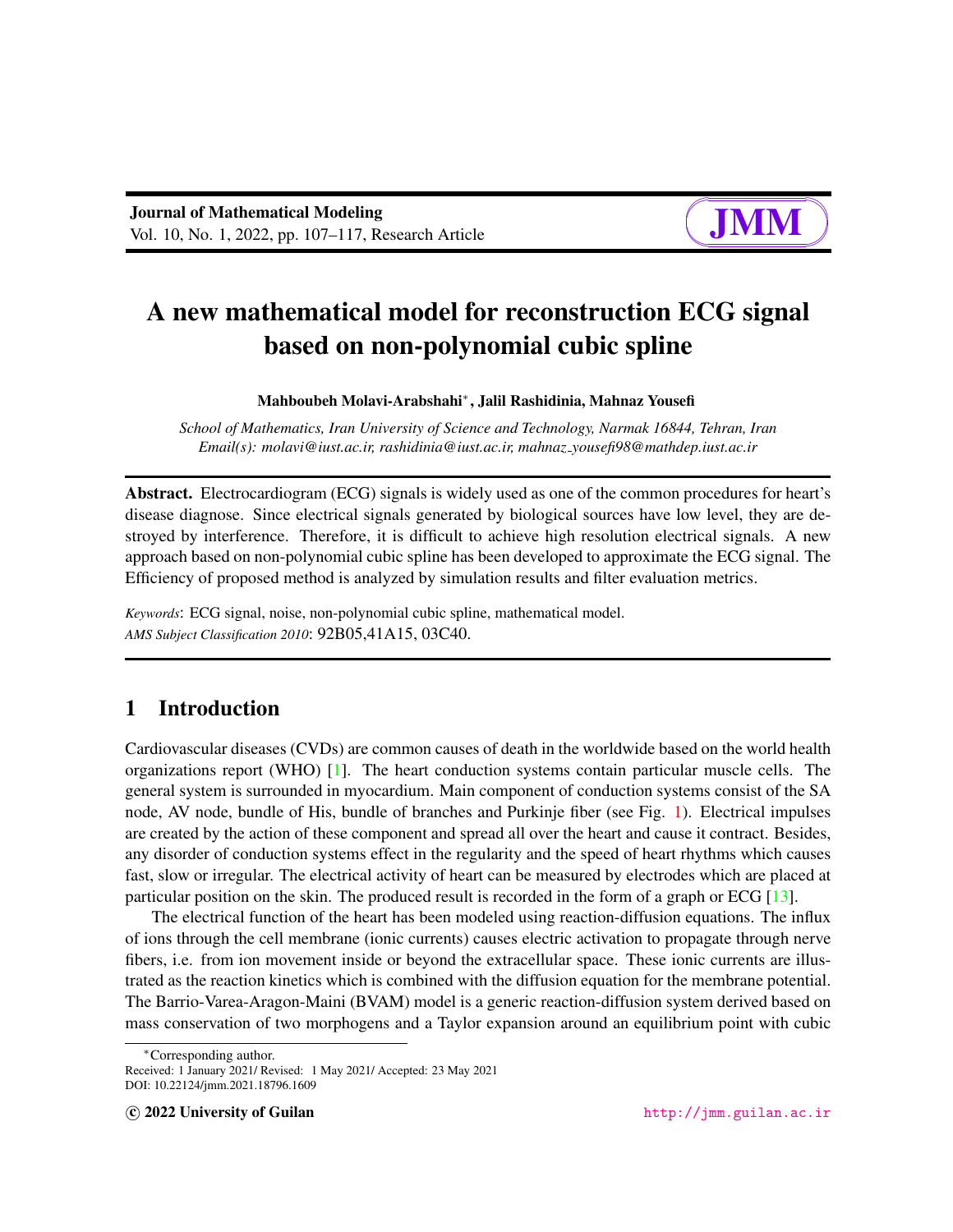# A new mathematical model for reconstruction ECG signal based on non-polynomial cubic spline

**Mahboubeh Molavi-Arabshahi[∗], Jalil Rashidinia, Mahnaz Yousefi**

*School of Mathematics, Iran University of Science and Technology, Narmak 16844, Tehran, Iran*
*Email(s): molavi@iust.ac.ir, rashidinia@iust.ac.ir, mahnaz_yousefi98@mathdep.iust.ac.ir*

**Abstract.** Electrocardiogram (ECG) signals is widely used as one of the common procedures for heart's disease diagnose. Since electrical signals generated by biological sources have low level, they are destroyed by interference. Therefore, it is difficult to achieve high resolution electrical signals. A new approach based on non-polynomial cubic spline has been developed to approximate the ECG signal. The Efficiency of proposed method is analyzed by simulation results and filter evaluation metrics.

*Keywords*: ECG signal, noise, non-polynomial cubic spline, mathematical model.
*AMS Subject Classification 2010*: 92B05,41A15, 03C40.

## 1 Introduction

Cardiovascular diseases (CVDs) are common causes of death in the worldwide based on the world health organizations report (WHO) [1]. The heart conduction systems contain particular muscle cells. The general system is surrounded in myocardium. Main component of conduction systems consist of the SA node, AV node, bundle of His, bundle of branches and Purkinje fiber (see Fig. 1). Electrical impulses are created by the action of these component and spread all over the heart and cause it contract. Besides, any disorder of conduction systems effect in the regularity and the speed of heart rhythms which causes fast, slow or irregular. The electrical activity of heart can be measured by electrodes which are placed at particular position on the skin. The produced result is recorded in the form of a graph or ECG [13].

The electrical function of the heart has been modeled using reaction-diffusion equations. The influx of ions through the cell membrane (ionic currents) causes electric activation to propagate through nerve fibers, i.e. from ion movement inside or beyond the extracellular space. These ionic currents are illustrated as the reaction kinetics which is combined with the diffusion equation for the membrane potential. The Barrio-Varea-Aragon-Maini (BVAM) model is a generic reaction-diffusion system derived based on mass conservation of two morphogens and a Taylor expansion around an equilibrium point with cubic

[∗]Corresponding author.
Received: 1 January 2021/ Revised: 1 May 2021/ Accepted: 23 May 2021
DOI: 10.22124/jmm.2021.18796.1609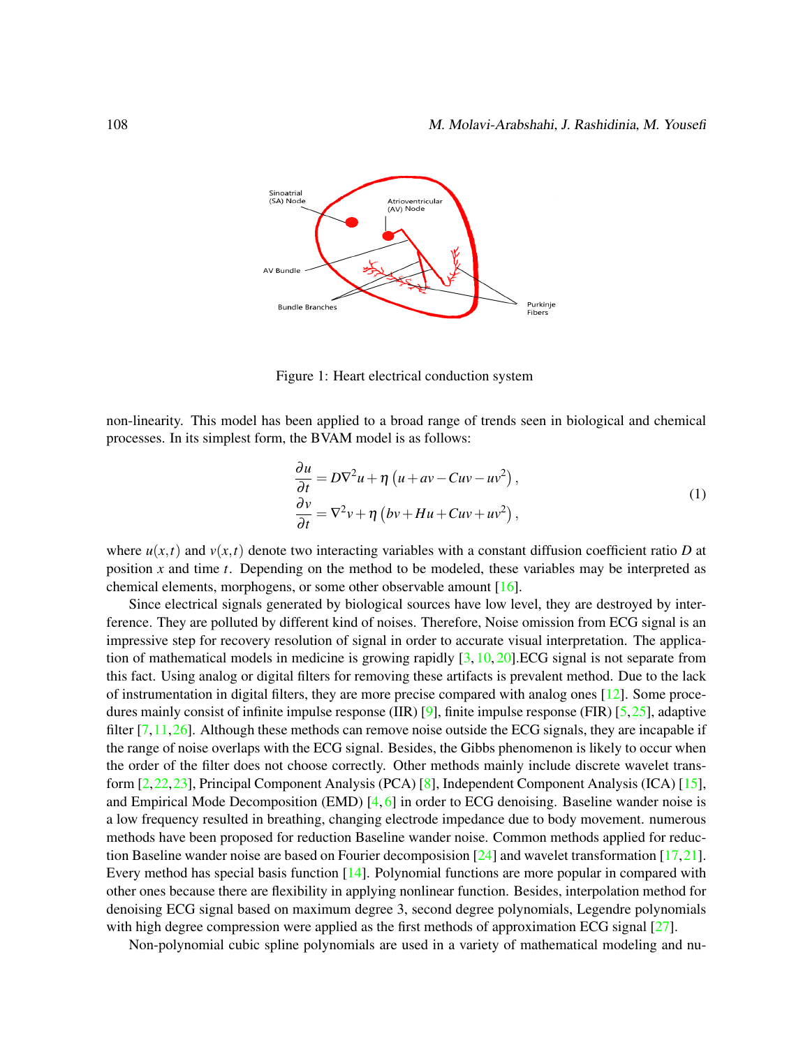Figure 1: Heart electrical conduction system

non-linearity. This model has been applied to a broad range of trends seen in biological and chemical processes. In its simplest form, the BVAM model is as follows:

$$
\begin{aligned}
\frac{\partial u}{\partial t} &= D\nabla^2 u + \eta\left(u + av - Cuv - uv^2\right), \\
\frac{\partial v}{\partial t} &= \nabla^2 v + \eta\left(bv + Hu + Cuv + uv^2\right),
\end{aligned}
\tag{1}
$$

where $u(x,t)$ and $v(x,t)$ denote two interacting variables with a constant diffusion coefficient ratio $D$ at position $x$ and time $t$. Depending on the method to be modeled, these variables may be interpreted as chemical elements, morphogens, or some other observable amount [16].

Since electrical signals generated by biological sources have low level, they are destroyed by interference. They are polluted by different kind of noises. Therefore, Noise omission from ECG signal is an impressive step for recovery resolution of signal in order to accurate visual interpretation. The application of mathematical models in medicine is growing rapidly [3, 10, 20].ECG signal is not separate from this fact. Using analog or digital filters for removing these artifacts is prevalent method. Due to the lack of instrumentation in digital filters, they are more precise compared with analog ones [12]. Some procedures mainly consist of infinite impulse response (IIR) [9], finite impulse response (FIR) [5, 25], adaptive filter [7, 11, 26]. Although these methods can remove noise outside the ECG signals, they are incapable if the range of noise overlaps with the ECG signal. Besides, the Gibbs phenomenon is likely to occur when the order of the filter does not choose correctly. Other methods mainly include discrete wavelet transform [2, 22, 23], Principal Component Analysis (PCA) [8], Independent Component Analysis (ICA) [15], and Empirical Mode Decomposition (EMD) [4, 6] in order to ECG denoising. Baseline wander noise is a low frequency resulted in breathing, changing electrode impedance due to body movement. numerous methods have been proposed for reduction Baseline wander noise. Common methods applied for reduction Baseline wander noise are based on Fourier decomposision [24] and wavelet transformation [17, 21]. Every method has special basis function [14]. Polynomial functions are more popular in compared with other ones because there are flexibility in applying nonlinear function. Besides, interpolation method for denoising ECG signal based on maximum degree 3, second degree polynomials, Legendre polynomials with high degree compression were applied as the first methods of approximation ECG signal [27].

Non-polynomial cubic spline polynomials are used in a variety of mathematical modeling and nu-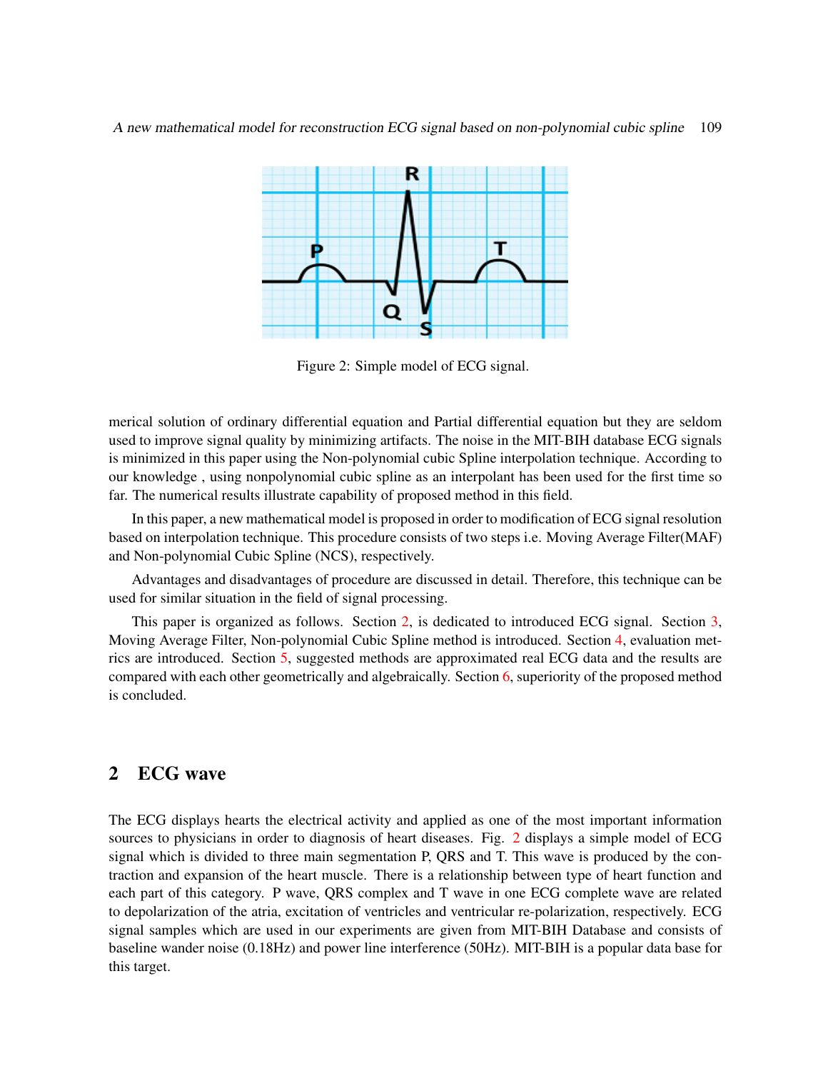Figure 2: Simple model of ECG signal.

merical solution of ordinary differential equation and Partial differential equation but they are seldom used to improve signal quality by minimizing artifacts. The noise in the MIT-BIH database ECG signals is minimized in this paper using the Non-polynomial cubic Spline interpolation technique. According to our knowledge , using nonpolynomial cubic spline as an interpolant has been used for the first time so far. The numerical results illustrate capability of proposed method in this field.

In this paper, a new mathematical model is proposed in order to modification of ECG signal resolution based on interpolation technique. This procedure consists of two steps i.e. Moving Average Filter(MAF) and Non-polynomial Cubic Spline (NCS), respectively.

Advantages and disadvantages of procedure are discussed in detail. Therefore, this technique can be used for similar situation in the field of signal processing.

This paper is organized as follows. Section 2, is dedicated to introduced ECG signal. Section 3, Moving Average Filter, Non-polynomial Cubic Spline method is introduced. Section 4, evaluation metrics are introduced. Section 5, suggested methods are approximated real ECG data and the results are compared with each other geometrically and algebraically. Section 6, superiority of the proposed method is concluded.

## 2 ECG wave

The ECG displays hearts the electrical activity and applied as one of the most important information sources to physicians in order to diagnosis of heart diseases. Fig. 2 displays a simple model of ECG signal which is divided to three main segmentation P, QRS and T. This wave is produced by the contraction and expansion of the heart muscle. There is a relationship between type of heart function and each part of this category. P wave, QRS complex and T wave in one ECG complete wave are related to depolarization of the atria, excitation of ventricles and ventricular re-polarization, respectively. ECG signal samples which are used in our experiments are given from MIT-BIH Database and consists of baseline wander noise (0.18Hz) and power line interference (50Hz). MIT-BIH is a popular data base for this target.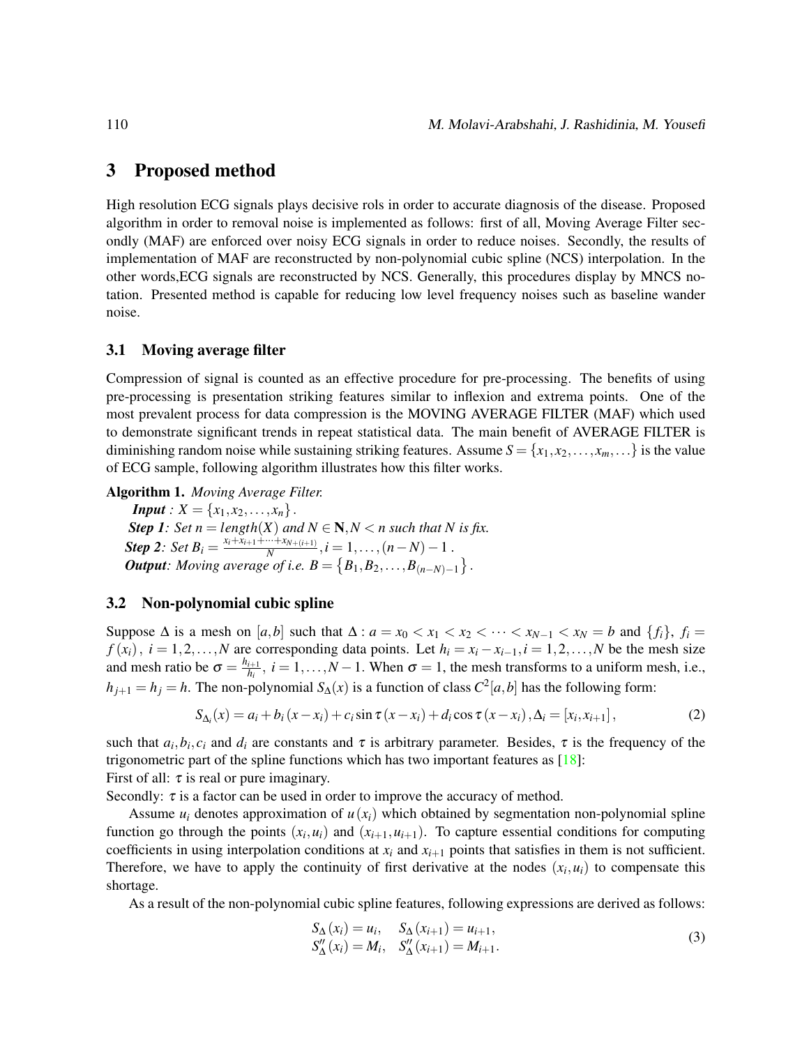## 3 Proposed method

High resolution ECG signals plays decisive rols in order to accurate diagnosis of the disease. Proposed algorithm in order to removal noise is implemented as follows: first of all, Moving Average Filter secondly (MAF) are enforced over noisy ECG signals in order to reduce noises. Secondly, the results of implementation of MAF are reconstructed by non-polynomial cubic spline (NCS) interpolation. In the other words,ECG signals are reconstructed by NCS. Generally, this procedures display by MNCS notation. Presented method is capable for reducing low level frequency noises such as baseline wander noise.

### 3.1 Moving average filter

Compression of signal is counted as an effective procedure for pre-processing. The benefits of using pre-processing is presentation striking features similar to inflexion and extrema points. One of the most prevalent process for data compression is the MOVING AVERAGE FILTER (MAF) which used to demonstrate significant trends in repeat statistical data. The main benefit of AVERAGE FILTER is diminishing random noise while sustaining striking features. Assume $S = \{x_1, x_2, \ldots, x_m, \ldots\}$ is the value of ECG sample, following algorithm illustrates how this filter works.

**Algorithm 1.** *Moving Average Filter.*

***Input*** *:* $X = \{x_1, x_2, \ldots, x_n\}$.

***Step 1****: Set* $n = length(X)$ *and* $N \in \mathbf{N}, N < n$ *such that* $N$ *is fix.*

***Step 2****: Set* $B_i = \frac{x_i + x_{i+1} + \cdots + x_{N+(i+1)}}{N}, i = 1, \ldots, (n-N)-1$.

***Output****: Moving average of i.e.* $B = \{B_1, B_2, \ldots, B_{(n-N)-1}\}$.

### 3.2 Non-polynomial cubic spline

Suppose $\Delta$ is a mesh on $[a,b]$ such that $\Delta : a = x_0 < x_1 < x_2 < \cdots < x_{N-1} < x_N = b$ and $\{f_i\}$, $f_i = f(x_i)$, $i = 1, 2, \ldots, N$ are corresponding data points. Let $h_i = x_i - x_{i-1}, i = 1, 2, \ldots, N$ be the mesh size and mesh ratio be $\sigma = \frac{h_{i+1}}{h_i}$, $i = 1, \ldots, N-1$. When $\sigma = 1$, the mesh transforms to a uniform mesh, i.e., $h_{j+1} = h_j = h$. The non-polynomial $S_\Delta(x)$ is a function of class $C^2[a,b]$ has the following form:

$$S_{\Delta_i}(x) = a_i + b_i(x - x_i) + c_i \sin \tau (x - x_i) + d_i \cos \tau (x - x_i), \Delta_i = [x_i, x_{i+1}], \tag{2}$$

such that $a_i, b_i, c_i$ and $d_i$ are constants and $\tau$ is arbitrary parameter. Besides, $\tau$ is the frequency of the trigonometric part of the spline functions which has two important features as [18]:
First of all: $\tau$ is real or pure imaginary.
Secondly: $\tau$ is a factor can be used in order to improve the accuracy of method.

Assume $u_i$ denotes approximation of $u(x_i)$ which obtained by segmentation non-polynomial spline function go through the points $(x_i, u_i)$ and $(x_{i+1}, u_{i+1})$. To capture essential conditions for computing coefficients in using interpolation conditions at $x_i$ and $x_{i+1}$ points that satisfies in them is not sufficient. Therefore, we have to apply the continuity of first derivative at the nodes $(x_i, u_i)$ to compensate this shortage.

As a result of the non-polynomial cubic spline features, following expressions are derived as follows:

$$\begin{aligned} S_\Delta(x_i) &= u_i, \quad S_\Delta(x_{i+1}) = u_{i+1}, \\ S''_\Delta(x_i) &= M_i, \quad S''_\Delta(x_{i+1}) = M_{i+1}. \end{aligned} \tag{3}$$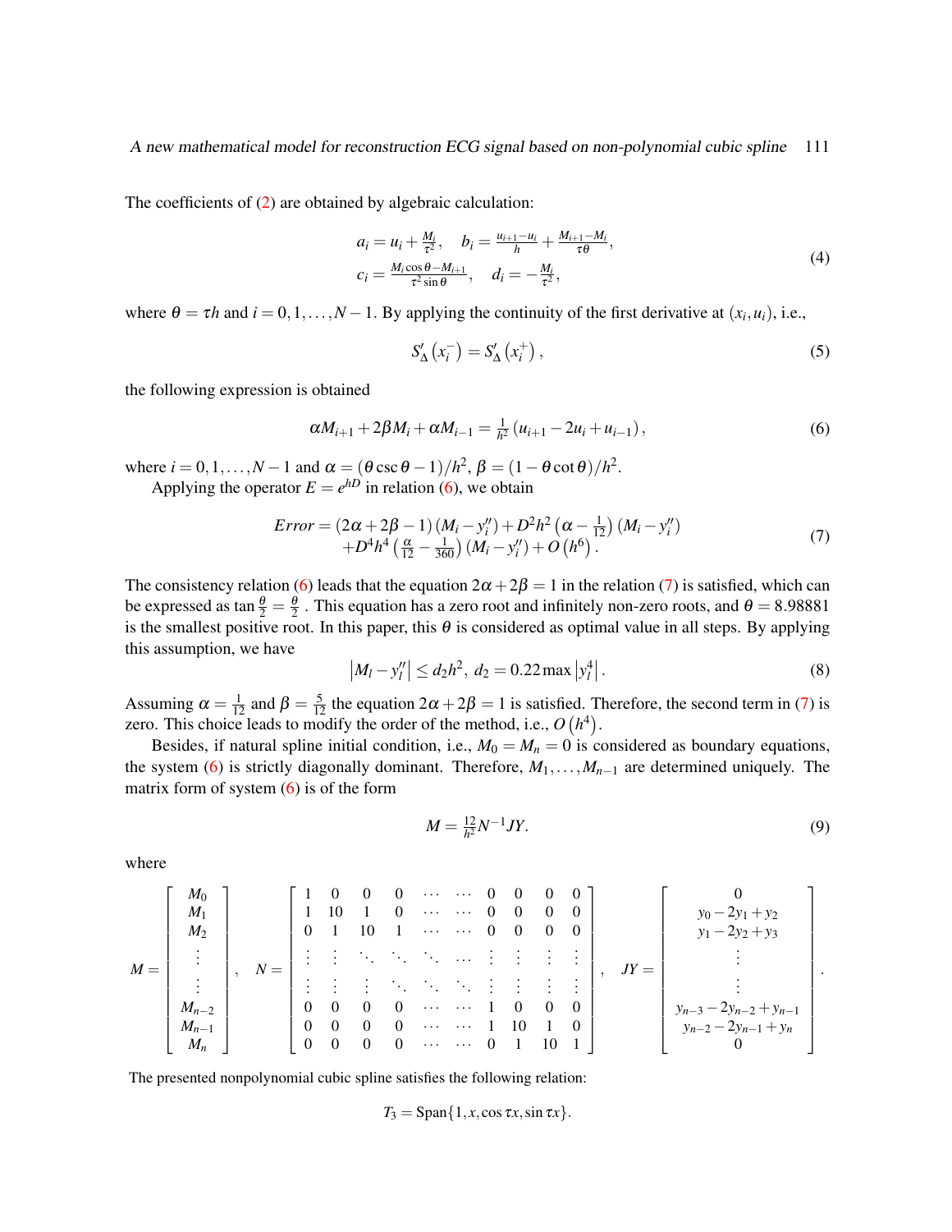The coefficients of (2) are obtained by algebraic calculation:

$$
\begin{aligned}
a_i &= u_i + \tfrac{M_i}{\tau^2}, \quad b_i = \tfrac{u_{i+1}-u_i}{h} + \tfrac{M_{i+1}-M_i}{\tau\theta}, \\
c_i &= \tfrac{M_i \cos\theta - M_{i+1}}{\tau^2 \sin\theta}, \quad d_i = -\tfrac{M_i}{\tau^2},
\end{aligned} \tag{4}
$$

where $\theta = \tau h$ and $i = 0, 1, \ldots, N-1$. By applying the continuity of the first derivative at $(x_i, u_i)$, i.e.,

$$
S'_\Delta\left(x_i^-\right) = S'_\Delta\left(x_i^+\right), \tag{5}
$$

the following expression is obtained

$$
\alpha M_{i+1} + 2\beta M_i + \alpha M_{i-1} = \tfrac{1}{h^2}\left(u_{i+1} - 2u_i + u_{i-1}\right), \tag{6}
$$

where $i = 0, 1, \ldots, N-1$ and $\alpha = (\theta \csc\theta - 1)/h^2$, $\beta = (1 - \theta\cot\theta)/h^2$.

Applying the operator $E = e^{hD}$ in relation (6), we obtain

$$
\begin{aligned}
Error = {} & (2\alpha + 2\beta - 1)\left(M_i - y_i''\right) + D^2h^2\left(\alpha - \tfrac{1}{12}\right)\left(M_i - y_i''\right) \\
& + D^4h^4\left(\tfrac{\alpha}{12} - \tfrac{1}{360}\right)\left(M_i - y_i''\right) + O\left(h^6\right).
\end{aligned} \tag{7}
$$

The consistency relation (6) leads that the equation $2\alpha + 2\beta = 1$ in the relation (7) is satisfied, which can be expressed as $\tan\frac{\theta}{2} = \frac{\theta}{2}$ . This equation has a zero root and infinitely non-zero roots, and $\theta = 8.98881$ is the smallest positive root. In this paper, this $\theta$ is considered as optimal value in all steps. By applying this assumption, we have

$$
\left|M_l - y_l''\right| \le d_2 h^2, \ d_2 = 0.22 \max\left|y_l^4\right|. \tag{8}
$$

Assuming $\alpha = \frac{1}{12}$ and $\beta = \frac{5}{12}$ the equation $2\alpha + 2\beta = 1$ is satisfied. Therefore, the second term in (7) is zero. This choice leads to modify the order of the method, i.e., $O\left(h^4\right)$.

Besides, if natural spline initial condition, i.e., $M_0 = M_n = 0$ is considered as boundary equations, the system (6) is strictly diagonally dominant. Therefore, $M_1, \ldots, M_{n-1}$ are determined uniquely. The matrix form of system (6) is of the form

$$
M = \tfrac{12}{h^2} N^{-1} JY. \tag{9}
$$

where

$$
M = \begin{bmatrix} M_0 \\ M_1 \\ M_2 \\ \vdots \\ \vdots \\ M_{n-2} \\ M_{n-1} \\ M_n \end{bmatrix}, \quad
N = \begin{bmatrix}
1 & 0 & 0 & 0 & \cdots & \cdots & 0 & 0 & 0 & 0 \\
1 & 10 & 1 & 0 & \cdots & \cdots & 0 & 0 & 0 & 0 \\
0 & 1 & 10 & 1 & \cdots & \cdots & 0 & 0 & 0 & 0 \\
\vdots & \vdots & \ddots & \ddots & \ddots & \cdots & \vdots & \vdots & \vdots & \vdots \\
\vdots & \vdots & \vdots & \ddots & \ddots & \ddots & \vdots & \vdots & \vdots & \vdots \\
0 & 0 & 0 & 0 & \cdots & \cdots & 1 & 0 & 0 & 0 \\
0 & 0 & 0 & 0 & \cdots & \cdots & 1 & 10 & 1 & 0 \\
0 & 0 & 0 & 0 & \cdots & \cdots & 0 & 1 & 10 & 1
\end{bmatrix}, \quad
JY = \begin{bmatrix} 0 \\ y_0 - 2y_1 + y_2 \\ y_1 - 2y_2 + y_3 \\ \vdots \\ \vdots \\ y_{n-3} - 2y_{n-2} + y_{n-1} \\ y_{n-2} - 2y_{n-1} + y_n \\ 0 \end{bmatrix}.
$$

The presented nonpolynomial cubic spline satisfies the following relation:

$$
T_3 = \text{Span}\{1, x, \cos\tau x, \sin\tau x\}.
$$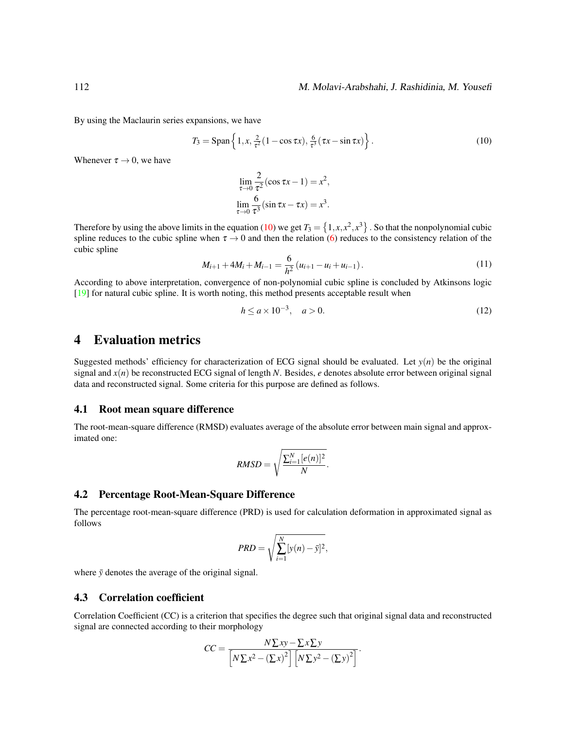By using the Maclaurin series expansions, we have

$$T_3 = \text{Span}\left\{1, x, \tfrac{2}{\tau^2}(1-\cos\tau x), \tfrac{6}{\tau^3}(\tau x - \sin\tau x)\right\}. \tag{10}$$

Whenever $\tau \to 0$, we have

$$\lim_{\tau\to 0}\frac{2}{\tau^2}(\cos\tau x - 1) = x^2,$$
$$\lim_{\tau\to 0}\frac{6}{\tau^3}(\sin\tau x - \tau x) = x^3.$$

Therefore by using the above limits in the equation (10) we get $T_3 = \{1, x, x^2, x^3\}$. So that the nonpolynomial cubic spline reduces to the cubic spline when $\tau \to 0$ and then the relation (6) reduces to the consistency relation of the cubic spline

$$M_{i+1} + 4M_i + M_{i-1} = \frac{6}{h^2}\left(u_{i+1} - u_i + u_{i-1}\right). \tag{11}$$

According to above interpretation, convergence of non-polynomial cubic spline is concluded by Atkinsons logic [19] for natural cubic spline. It is worth noting, this method presents acceptable result when

$$h \le a \times 10^{-3}, \quad a > 0. \tag{12}$$

# 4 Evaluation metrics

Suggested methods' efficiency for characterization of ECG signal should be evaluated. Let $y(n)$ be the original signal and $x(n)$ be reconstructed ECG signal of length $N$. Besides, $e$ denotes absolute error between original signal data and reconstructed signal. Some criteria for this purpose are defined as follows.

## 4.1 Root mean square difference

The root-mean-square difference (RMSD) evaluates average of the absolute error between main signal and approximated one:

$$RMSD = \sqrt{\frac{\sum_{i=1}^{N}[e(n)]^2}{N}}.$$

## 4.2 Percentage Root-Mean-Square Difference

The percentage root-mean-square difference (PRD) is used for calculation deformation in approximated signal as follows

$$PRD = \sqrt{\sum_{i=1}^{N}[y(n) - \bar{y}]^2},$$

where $\bar{y}$ denotes the average of the original signal.

## 4.3 Correlation coefficient

Correlation Coefficient (CC) is a criterion that specifies the degree such that original signal data and reconstructed signal are connected according to their morphology

$$CC = \frac{N\sum xy - \sum x \sum y}{\left[N\sum x^2 - \left(\sum x\right)^2\right]\left[N\sum y^2 - \left(\sum y\right)^2\right]}.$$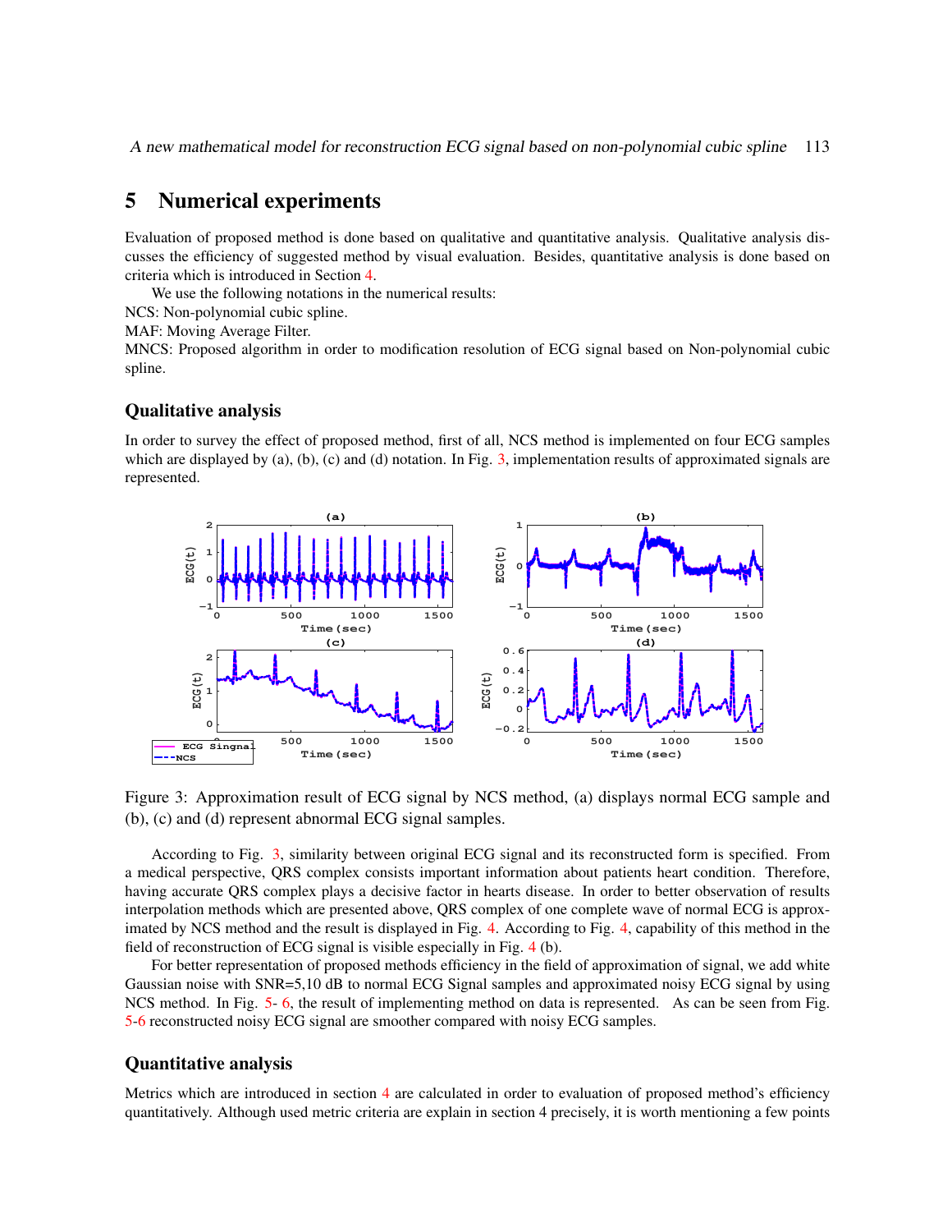## 5 Numerical experiments

Evaluation of proposed method is done based on qualitative and quantitative analysis. Qualitative analysis discusses the efficiency of suggested method by visual evaluation. Besides, quantitative analysis is done based on criteria which is introduced in Section 4.

We use the following notations in the numerical results:

NCS: Non-polynomial cubic spline.

MAF: Moving Average Filter.

MNCS: Proposed algorithm in order to modification resolution of ECG signal based on Non-polynomial cubic spline.

### Qualitative analysis

In order to survey the effect of proposed method, first of all, NCS method is implemented on four ECG samples which are displayed by (a), (b), (c) and (d) notation. In Fig. 3, implementation results of approximated signals are represented.

Figure 3: Approximation result of ECG signal by NCS method, (a) displays normal ECG sample and (b), (c) and (d) represent abnormal ECG signal samples.

According to Fig. 3, similarity between original ECG signal and its reconstructed form is specified. From a medical perspective, QRS complex consists important information about patients heart condition. Therefore, having accurate QRS complex plays a decisive factor in hearts disease. In order to better observation of results interpolation methods which are presented above, QRS complex of one complete wave of normal ECG is approximated by NCS method and the result is displayed in Fig. 4. According to Fig. 4, capability of this method in the field of reconstruction of ECG signal is visible especially in Fig. 4 (b).

For better representation of proposed methods efficiency in the field of approximation of signal, we add white Gaussian noise with SNR=5,10 dB to normal ECG Signal samples and approximated noisy ECG signal by using NCS method. In Fig. 5- 6, the result of implementing method on data is represented. As can be seen from Fig. 5-6 reconstructed noisy ECG signal are smoother compared with noisy ECG samples.

### Quantitative analysis

Metrics which are introduced in section 4 are calculated in order to evaluation of proposed method's efficiency quantitatively. Although used metric criteria are explain in section 4 precisely, it is worth mentioning a few points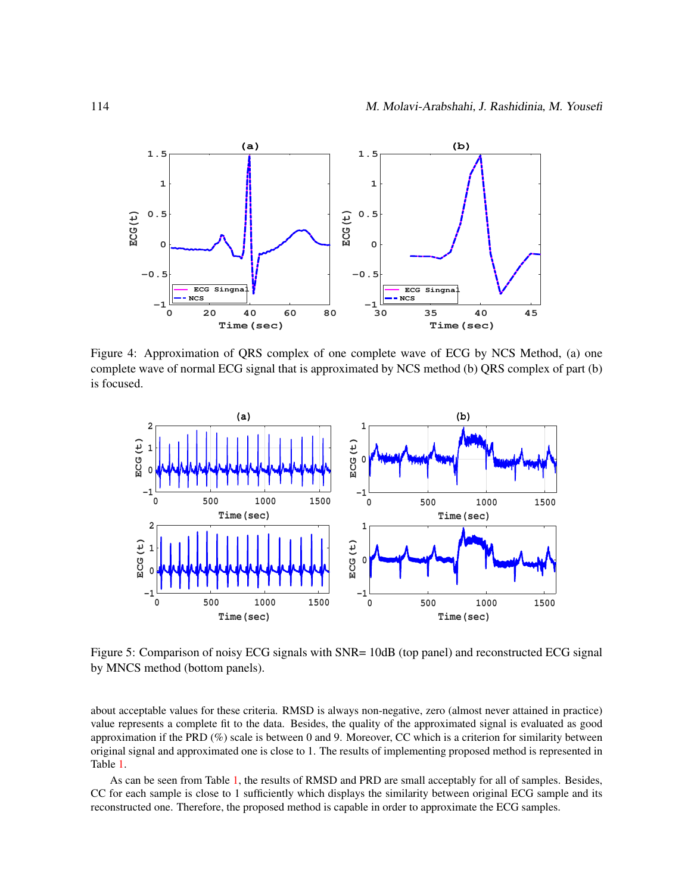Figure 4: Approximation of QRS complex of one complete wave of ECG by NCS Method, (a) one complete wave of normal ECG signal that is approximated by NCS method (b) QRS complex of part (b) is focused.

Figure 5: Comparison of noisy ECG signals with SNR= 10dB (top panel) and reconstructed ECG signal by MNCS method (bottom panels).

about acceptable values for these criteria. RMSD is always non-negative, zero (almost never attained in practice) value represents a complete fit to the data. Besides, the quality of the approximated signal is evaluated as good approximation if the PRD (%) scale is between 0 and 9. Moreover, CC which is a criterion for similarity between original signal and approximated one is close to 1. The results of implementing proposed method is represented in Table 1.

As can be seen from Table 1, the results of RMSD and PRD are small acceptably for all of samples. Besides, CC for each sample is close to 1 sufficiently which displays the similarity between original ECG sample and its reconstructed one. Therefore, the proposed method is capable in order to approximate the ECG samples.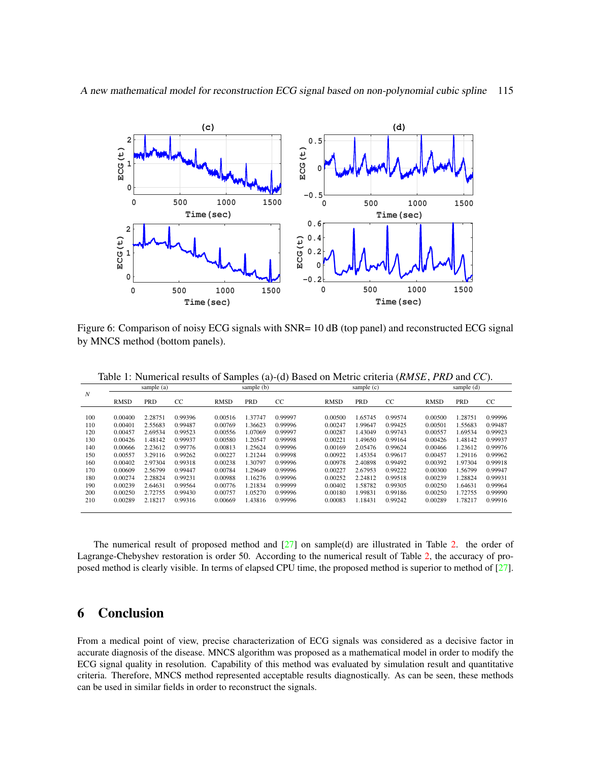Figure 6: Comparison of noisy ECG signals with SNR= 10 dB (top panel) and reconstructed ECG signal by MNCS method (bottom panels).

Table 1: Numerical results of Samples (a)-(d) Based on Metric criteria (*RMSE*, *PRD* and *CC*).

| *N* | sample (a) | | | sample (b) | | | sample (c) | | | sample (d) | | |
|---|---|---|---|---|---|---|---|---|---|---|---|---|
| | RMSD | PRD | CC | RMSD | PRD | CC | RMSD | PRD | CC | RMSD | PRD | CC |
| 100 | 0.00400 | 2.28751 | 0.99396 | 0.00516 | 1.37747 | 0.99997 | 0.00500 | 1.65745 | 0.99574 | 0.00500 | 1.28751 | 0.99996 |
| 110 | 0.00401 | 2.55683 | 0.99487 | 0.00769 | 1.36623 | 0.99996 | 0.00247 | 1.99647 | 0.99425 | 0.00501 | 1.55683 | 0.99487 |
| 120 | 0.00457 | 2.69534 | 0.99523 | 0.00556 | 1.07069 | 0.99997 | 0.00287 | 1.43049 | 0.99743 | 0.00557 | 1.69534 | 0.99923 |
| 130 | 0.00426 | 1.48142 | 0.99937 | 0.00580 | 1.20547 | 0.99998 | 0.00221 | 1.49650 | 0.99164 | 0.00426 | 1.48142 | 0.99937 |
| 140 | 0.00666 | 2.23612 | 0.99776 | 0.00813 | 1.25624 | 0.99996 | 0.00169 | 2.05476 | 0.99624 | 0.00466 | 1.23612 | 0.99976 |
| 150 | 0.00557 | 3.29116 | 0.99262 | 0.00227 | 1.21244 | 0.99998 | 0.00922 | 1.45354 | 0.99617 | 0.00457 | 1.29116 | 0.99962 |
| 160 | 0.00402 | 2.97304 | 0.99318 | 0.00238 | 1.30797 | 0.99996 | 0.00978 | 2.40898 | 0.99492 | 0.00392 | 1.97304 | 0.99918 |
| 170 | 0.00609 | 2.56799 | 0.99447 | 0.00784 | 1.29649 | 0.99996 | 0.00227 | 2.67953 | 0.99222 | 0.00300 | 1.56799 | 0.99947 |
| 180 | 0.00274 | 2.28824 | 0.99231 | 0.00988 | 1.16276 | 0.99996 | 0.00252 | 2.24812 | 0.99518 | 0.00239 | 1.28824 | 0.99931 |
| 190 | 0.00239 | 2.64631 | 0.99564 | 0.00776 | 1.21834 | 0.99999 | 0.00402 | 1.58782 | 0.99305 | 0.00250 | 1.64631 | 0.99964 |
| 200 | 0.00250 | 2.72755 | 0.99430 | 0.00757 | 1.05270 | 0.99996 | 0.00180 | 1.99831 | 0.99186 | 0.00250 | 1.72755 | 0.99990 |
| 210 | 0.00289 | 2.18217 | 0.99316 | 0.00669 | 1.43816 | 0.99996 | 0.00083 | 1.18431 | 0.99242 | 0.00289 | 1.78217 | 0.99916 |

The numerical result of proposed method and [27] on sample(d) are illustrated in Table 2. the order of Lagrange-Chebyshev restoration is order 50. According to the numerical result of Table 2, the accuracy of proposed method is clearly visible. In terms of elapsed CPU time, the proposed method is superior to method of [27].

## 6 Conclusion

From a medical point of view, precise characterization of ECG signals was considered as a decisive factor in accurate diagnosis of the disease. MNCS algorithm was proposed as a mathematical model in order to modify the ECG signal quality in resolution. Capability of this method was evaluated by simulation result and quantitative criteria. Therefore, MNCS method represented acceptable results diagnostically. As can be seen, these methods can be used in similar fields in order to reconstruct the signals.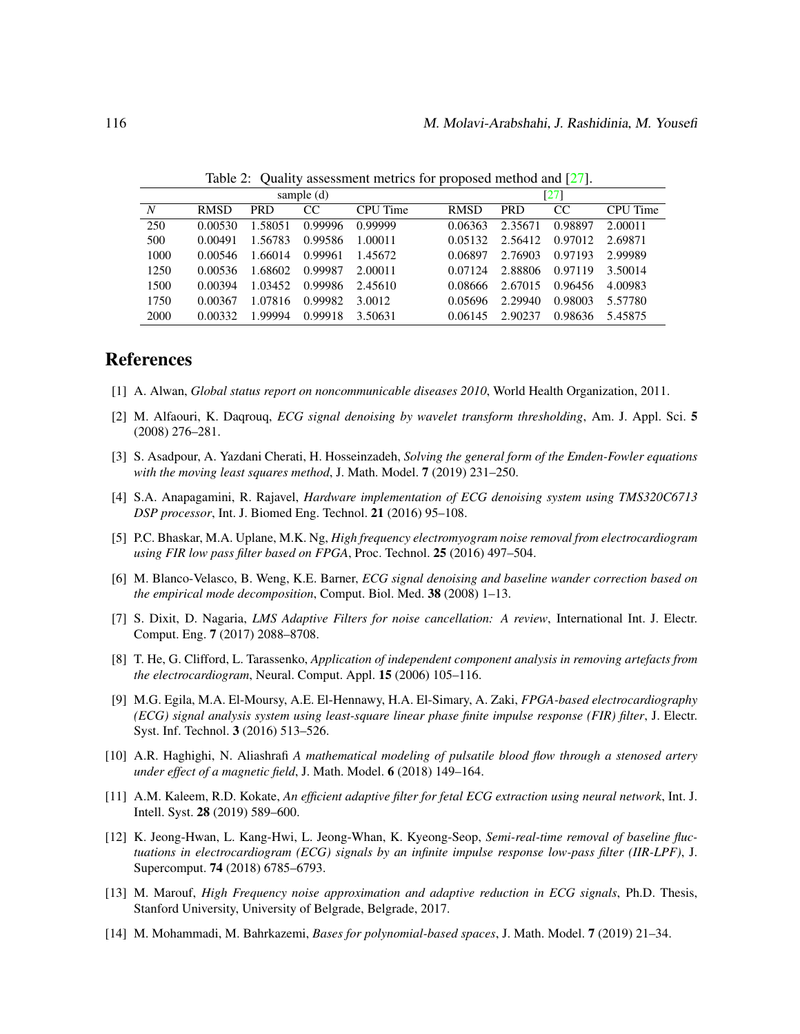Table 2: Quality assessment metrics for proposed method and [27].

| | sample (d) | | | | [27] | | | |
|---|---|---|---|---|---|---|---|---|
| $N$ | RMSD | PRD | CC | CPU Time | RMSD | PRD | CC | CPU Time |
| 250 | 0.00530 | 1.58051 | 0.99996 | 0.99999 | 0.06363 | 2.35671 | 0.98897 | 2.00011 |
| 500 | 0.00491 | 1.56783 | 0.99586 | 1.00011 | 0.05132 | 2.56412 | 0.97012 | 2.69871 |
| 1000 | 0.00546 | 1.66014 | 0.99961 | 1.45672 | 0.06897 | 2.76903 | 0.97193 | 2.99989 |
| 1250 | 0.00536 | 1.68602 | 0.99987 | 2.00011 | 0.07124 | 2.88806 | 0.97119 | 3.50014 |
| 1500 | 0.00394 | 1.03452 | 0.99986 | 2.45610 | 0.08666 | 2.67015 | 0.96456 | 4.00983 |
| 1750 | 0.00367 | 1.07816 | 0.99982 | 3.0012 | 0.05696 | 2.29940 | 0.98003 | 5.57780 |
| 2000 | 0.00332 | 1.99994 | 0.99918 | 3.50631 | 0.06145 | 2.90237 | 0.98636 | 5.45875 |

# References

[1] A. Alwan, *Global status report on noncommunicable diseases 2010*, World Health Organization, 2011.

[2] M. Alfaouri, K. Daqrouq, *ECG signal denoising by wavelet transform thresholding*, Am. J. Appl. Sci. **5** (2008) 276–281.

[3] S. Asadpour, A. Yazdani Cherati, H. Hosseinzadeh, *Solving the general form of the Emden-Fowler equations with the moving least squares method*, J. Math. Model. **7** (2019) 231–250.

[4] S.A. Anapagamini, R. Rajavel, *Hardware implementation of ECG denoising system using TMS320C6713 DSP processor*, Int. J. Biomed Eng. Technol. **21** (2016) 95–108.

[5] P.C. Bhaskar, M.A. Uplane, M.K. Ng, *High frequency electromyogram noise removal from electrocardiogram using FIR low pass filter based on FPGA*, Proc. Technol. **25** (2016) 497–504.

[6] M. Blanco-Velasco, B. Weng, K.E. Barner, *ECG signal denoising and baseline wander correction based on the empirical mode decomposition*, Comput. Biol. Med. **38** (2008) 1–13.

[7] S. Dixit, D. Nagaria, *LMS Adaptive Filters for noise cancellation: A review*, International Int. J. Electr. Comput. Eng. **7** (2017) 2088–8708.

[8] T. He, G. Clifford, L. Tarassenko, *Application of independent component analysis in removing artefacts from the electrocardiogram*, Neural. Comput. Appl. **15** (2006) 105–116.

[9] M.G. Egila, M.A. El-Moursy, A.E. El-Hennawy, H.A. El-Simary, A. Zaki, *FPGA-based electrocardiography (ECG) signal analysis system using least-square linear phase finite impulse response (FIR) filter*, J. Electr. Syst. Inf. Technol. **3** (2016) 513–526.

[10] A.R. Haghighi, N. Aliashrafi *A mathematical modeling of pulsatile blood flow through a stenosed artery under effect of a magnetic field*, J. Math. Model. **6** (2018) 149–164.

[11] A.M. Kaleem, R.D. Kokate, *An efficient adaptive filter for fetal ECG extraction using neural network*, Int. J. Intell. Syst. **28** (2019) 589–600.

[12] K. Jeong-Hwan, L. Kang-Hwi, L. Jeong-Whan, K. Kyeong-Seop, *Semi-real-time removal of baseline fluctuations in electrocardiogram (ECG) signals by an infinite impulse response low-pass filter (IIR-LPF)*, J. Supercomput. **74** (2018) 6785–6793.

[13] M. Marouf, *High Frequency noise approximation and adaptive reduction in ECG signals*, Ph.D. Thesis, Stanford University, University of Belgrade, Belgrade, 2017.

[14] M. Mohammadi, M. Bahrkazemi, *Bases for polynomial-based spaces*, J. Math. Model. **7** (2019) 21–34.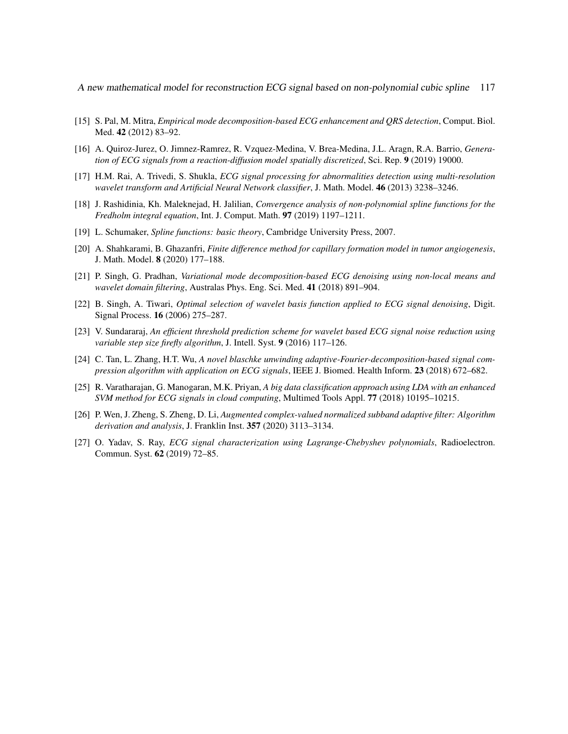[15] S. Pal, M. Mitra, *Empirical mode decomposition-based ECG enhancement and QRS detection*, Comput. Biol. Med. **42** (2012) 83–92.

[16] A. Quiroz-Jurez, O. Jimnez-Ramrez, R. Vzquez-Medina, V. Brea-Medina, J.L. Aragn, R.A. Barrio, *Generation of ECG signals from a reaction-diffusion model spatially discretized*, Sci. Rep. **9** (2019) 19000.

[17] H.M. Rai, A. Trivedi, S. Shukla, *ECG signal processing for abnormalities detection using multi-resolution wavelet transform and Artificial Neural Network classifier*, J. Math. Model. **46** (2013) 3238–3246.

[18] J. Rashidinia, Kh. Maleknejad, H. Jalilian, *Convergence analysis of non-polynomial spline functions for the Fredholm integral equation*, Int. J. Comput. Math. **97** (2019) 1197–1211.

[19] L. Schumaker, *Spline functions: basic theory*, Cambridge University Press, 2007.

[20] A. Shahkarami, B. Ghazanfri, *Finite difference method for capillary formation model in tumor angiogenesis*, J. Math. Model. **8** (2020) 177–188.

[21] P. Singh, G. Pradhan, *Variational mode decomposition-based ECG denoising using non-local means and wavelet domain filtering*, Australas Phys. Eng. Sci. Med. **41** (2018) 891–904.

[22] B. Singh, A. Tiwari, *Optimal selection of wavelet basis function applied to ECG signal denoising*, Digit. Signal Process. **16** (2006) 275–287.

[23] V. Sundararaj, *An efficient threshold prediction scheme for wavelet based ECG signal noise reduction using variable step size firefly algorithm*, J. Intell. Syst. **9** (2016) 117–126.

[24] C. Tan, L. Zhang, H.T. Wu, *A novel blaschke unwinding adaptive-Fourier-decomposition-based signal compression algorithm with application on ECG signals*, IEEE J. Biomed. Health Inform. **23** (2018) 672–682.

[25] R. Varatharajan, G. Manogaran, M.K. Priyan, *A big data classification approach using LDA with an enhanced SVM method for ECG signals in cloud computing*, Multimed Tools Appl. **77** (2018) 10195–10215.

[26] P. Wen, J. Zheng, S. Zheng, D. Li, *Augmented complex-valued normalized subband adaptive filter: Algorithm derivation and analysis*, J. Franklin Inst. **357** (2020) 3113–3134.

[27] O. Yadav, S. Ray, *ECG signal characterization using Lagrange-Chebyshev polynomials*, Radioelectron. Commun. Syst. **62** (2019) 72–85.